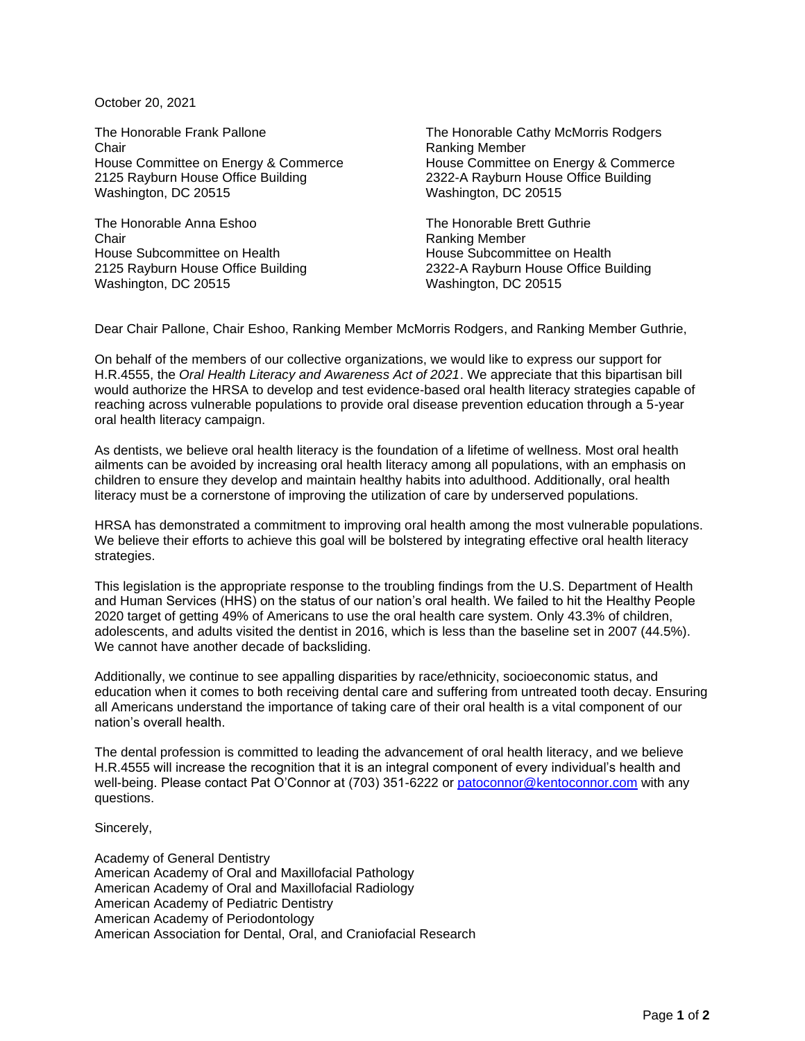October 20, 2021

The Honorable Frank Pallone
Chair
House Committee on Energy & Commerce
2125 Rayburn House Office Building
Washington, DC 20515

The Honorable Cathy McMorris Rodgers
Ranking Member
House Committee on Energy & Commerce
2322-A Rayburn House Office Building
Washington, DC 20515

The Honorable Anna Eshoo
Chair
House Subcommittee on Health
2125 Rayburn House Office Building
Washington, DC 20515

The Honorable Brett Guthrie
Ranking Member
House Subcommittee on Health
2322-A Rayburn House Office Building
Washington, DC 20515

Dear Chair Pallone, Chair Eshoo, Ranking Member McMorris Rodgers, and Ranking Member Guthrie,

On behalf of the members of our collective organizations, we would like to express our support for H.R.4555, the *Oral Health Literacy and Awareness Act of 2021*. We appreciate that this bipartisan bill would authorize the HRSA to develop and test evidence-based oral health literacy strategies capable of reaching across vulnerable populations to provide oral disease prevention education through a 5-year oral health literacy campaign.

As dentists, we believe oral health literacy is the foundation of a lifetime of wellness. Most oral health ailments can be avoided by increasing oral health literacy among all populations, with an emphasis on children to ensure they develop and maintain healthy habits into adulthood. Additionally, oral health literacy must be a cornerstone of improving the utilization of care by underserved populations.

HRSA has demonstrated a commitment to improving oral health among the most vulnerable populations. We believe their efforts to achieve this goal will be bolstered by integrating effective oral health literacy strategies.

This legislation is the appropriate response to the troubling findings from the U.S. Department of Health and Human Services (HHS) on the status of our nation's oral health. We failed to hit the Healthy People 2020 target of getting 49% of Americans to use the oral health care system. Only 43.3% of children, adolescents, and adults visited the dentist in 2016, which is less than the baseline set in 2007 (44.5%). We cannot have another decade of backsliding.

Additionally, we continue to see appalling disparities by race/ethnicity, socioeconomic status, and education when it comes to both receiving dental care and suffering from untreated tooth decay. Ensuring all Americans understand the importance of taking care of their oral health is a vital component of our nation's overall health.

The dental profession is committed to leading the advancement of oral health literacy, and we believe H.R.4555 will increase the recognition that it is an integral component of every individual's health and well-being. Please contact Pat O'Connor at (703) 351-6222 or patoconnor@kentoconnor.com with any questions.

Sincerely,

Academy of General Dentistry
American Academy of Oral and Maxillofacial Pathology
American Academy of Oral and Maxillofacial Radiology
American Academy of Pediatric Dentistry
American Academy of Periodontology
American Association for Dental, Oral, and Craniofacial Research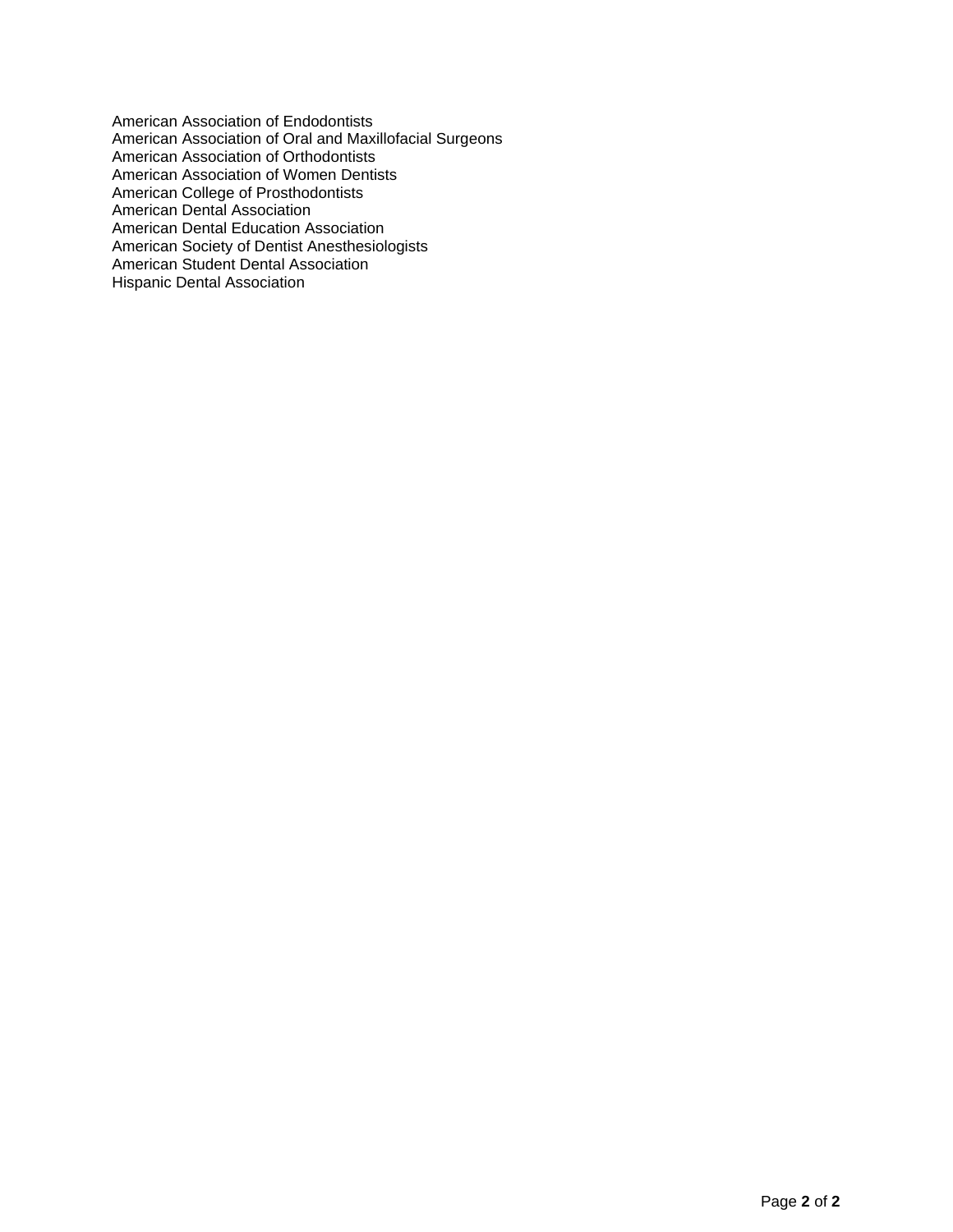American Association of Endodontists
American Association of Oral and Maxillofacial Surgeons
American Association of Orthodontists
American Association of Women Dentists
American College of Prosthodontists
American Dental Association
American Dental Education Association
American Society of Dentist Anesthesiologists
American Student Dental Association
Hispanic Dental Association